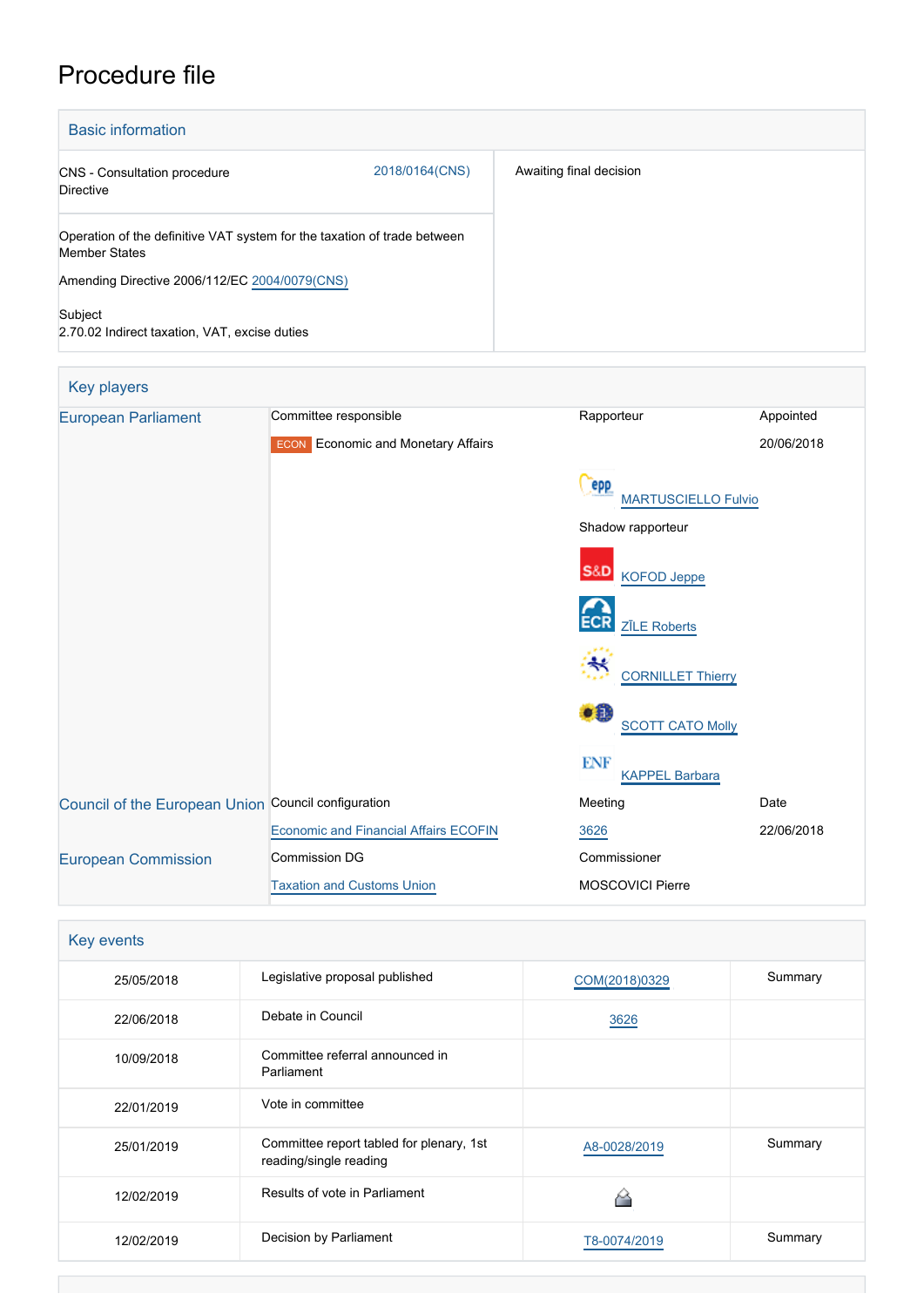# Procedure file

## Basic information

| | |
|---|---|
| CNS - Consultation procedure<br>Directive | 2018/0164(CNS) |
| Operation of the definitive VAT system for the taxation of trade between Member States<br><br>Amending Directive 2006/112/EC 2004/0079(CNS)<br><br>Subject<br>2.70.02 Indirect taxation, VAT, excise duties | |

Awaiting final decision

## Key players

| | | | |
|---|---|---|---|
| European Parliament | Committee responsible | Rapporteur | Appointed |
| | ECON Economic and Monetary Affairs | | 20/06/2018 |
| | | MARTUSCIELLO Fulvio | |
| | | Shadow rapporteur | |
| | | KOFOD Jeppe | |
| | | ZĪLE Roberts | |
| | | CORNILLET Thierry | |
| | | SCOTT CATO Molly | |
| | | KAPPEL Barbara | |
| Council of the European Union | Council configuration | Meeting | Date |
| | Economic and Financial Affairs ECOFIN | 3626 | 22/06/2018 |
| European Commission | Commission DG | Commissioner | |
| | Taxation and Customs Union | MOSCOVICI Pierre | |

## Key events

| | | | |
|---|---|---|---|
| 25/05/2018 | Legislative proposal published | COM(2018)0329 | Summary |
| 22/06/2018 | Debate in Council | 3626 | |
| 10/09/2018 | Committee referral announced in Parliament | | |
| 22/01/2019 | Vote in committee | | |
| 25/01/2019 | Committee report tabled for plenary, 1st reading/single reading | A8-0028/2019 | Summary |
| 12/02/2019 | Results of vote in Parliament | | |
| 12/02/2019 | Decision by Parliament | T8-0074/2019 | Summary |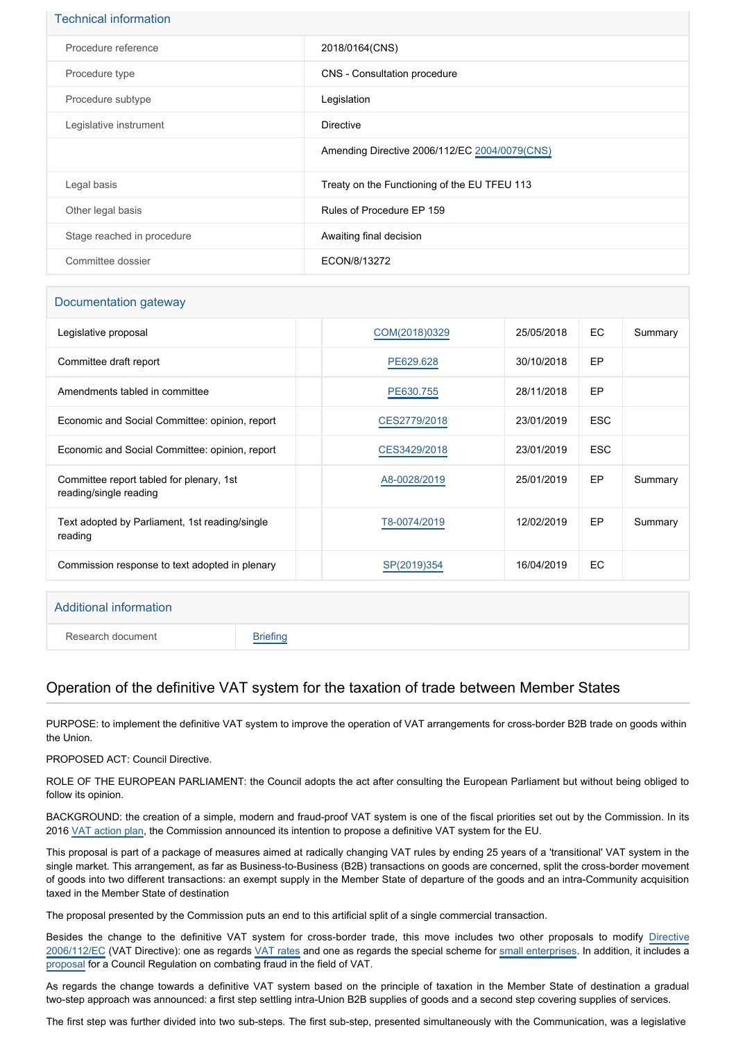## Technical information

| | |
|---|---|
| Procedure reference | 2018/0164(CNS) |
| Procedure type | CNS - Consultation procedure |
| Procedure subtype | Legislation |
| Legislative instrument | Directive |
| | Amending Directive 2006/112/EC 2004/0079(CNS) |
| Legal basis | Treaty on the Functioning of the EU TFEU 113 |
| Other legal basis | Rules of Procedure EP 159 |
| Stage reached in procedure | Awaiting final decision |
| Committee dossier | ECON/8/13272 |

## Documentation gateway

| | | | | | |
|---|---|---|---|---|---|
| Legislative proposal | | COM(2018)0329 | 25/05/2018 | EC | Summary |
| Committee draft report | | PE629.628 | 30/10/2018 | EP | |
| Amendments tabled in committee | | PE630.755 | 28/11/2018 | EP | |
| Economic and Social Committee: opinion, report | | CES2779/2018 | 23/01/2019 | ESC | |
| Economic and Social Committee: opinion, report | | CES3429/2018 | 23/01/2019 | ESC | |
| Committee report tabled for plenary, 1st reading/single reading | | A8-0028/2019 | 25/01/2019 | EP | Summary |
| Text adopted by Parliament, 1st reading/single reading | | T8-0074/2019 | 12/02/2019 | EP | Summary |
| Commission response to text adopted in plenary | | SP(2019)354 | 16/04/2019 | EC | |

## Additional information

| | |
|---|---|
| Research document | Briefing |

# Operation of the definitive VAT system for the taxation of trade between Member States

PURPOSE: to implement the definitive VAT system to improve the operation of VAT arrangements for cross-border B2B trade on goods within the Union.

PROPOSED ACT: Council Directive.

ROLE OF THE EUROPEAN PARLIAMENT: the Council adopts the act after consulting the European Parliament but without being obliged to follow its opinion.

BACKGROUND: the creation of a simple, modern and fraud-proof VAT system is one of the fiscal priorities set out by the Commission. In its 2016 VAT action plan, the Commission announced its intention to propose a definitive VAT system for the EU.

This proposal is part of a package of measures aimed at radically changing VAT rules by ending 25 years of a 'transitional' VAT system in the single market. This arrangement, as far as Business-to-Business (B2B) transactions on goods are concerned, split the cross-border movement of goods into two different transactions: an exempt supply in the Member State of departure of the goods and an intra-Community acquisition taxed in the Member State of destination

The proposal presented by the Commission puts an end to this artificial split of a single commercial transaction.

Besides the change to the definitive VAT system for cross-border trade, this move includes two other proposals to modify Directive 2006/112/EC (VAT Directive): one as regards VAT rates and one as regards the special scheme for small enterprises. In addition, it includes a proposal for a Council Regulation on combating fraud in the field of VAT.

As regards the change towards a definitive VAT system based on the principle of taxation in the Member State of destination a gradual two-step approach was announced: a first step settling intra-Union B2B supplies of goods and a second step covering supplies of services.

The first step was further divided into two sub-steps. The first sub-step, presented simultaneously with the Communication, was a legislative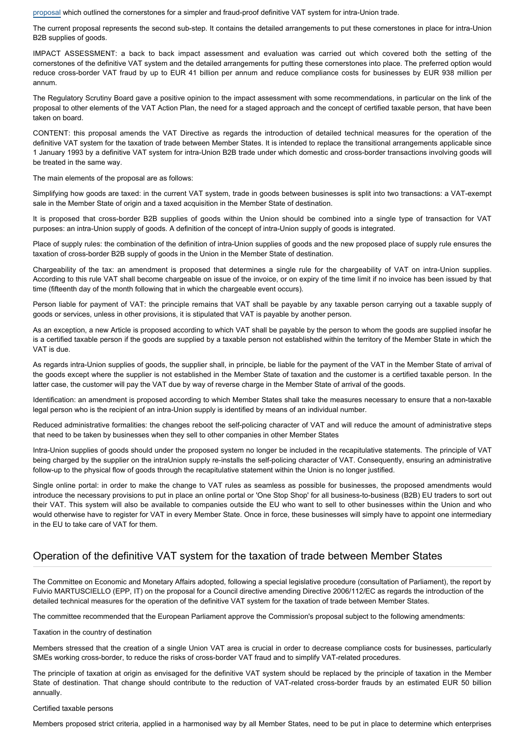proposal which outlined the cornerstones for a simpler and fraud-proof definitive VAT system for intra-Union trade.

The current proposal represents the second sub-step. It contains the detailed arrangements to put these cornerstones in place for intra-Union B2B supplies of goods.

IMPACT ASSESSMENT: a back to back impact assessment and evaluation was carried out which covered both the setting of the cornerstones of the definitive VAT system and the detailed arrangements for putting these cornerstones into place. The preferred option would reduce cross-border VAT fraud by up to EUR 41 billion per annum and reduce compliance costs for businesses by EUR 938 million per annum.

The Regulatory Scrutiny Board gave a positive opinion to the impact assessment with some recommendations, in particular on the link of the proposal to other elements of the VAT Action Plan, the need for a staged approach and the concept of certified taxable person, that have been taken on board.

CONTENT: this proposal amends the VAT Directive as regards the introduction of detailed technical measures for the operation of the definitive VAT system for the taxation of trade between Member States. It is intended to replace the transitional arrangements applicable since 1 January 1993 by a definitive VAT system for intra-Union B2B trade under which domestic and cross-border transactions involving goods will be treated in the same way.

The main elements of the proposal are as follows:

Simplifying how goods are taxed: in the current VAT system, trade in goods between businesses is split into two transactions: a VAT-exempt sale in the Member State of origin and a taxed acquisition in the Member State of destination.

It is proposed that cross-border B2B supplies of goods within the Union should be combined into a single type of transaction for VAT purposes: an intra-Union supply of goods. A definition of the concept of intra-Union supply of goods is integrated.

Place of supply rules: the combination of the definition of intra-Union supplies of goods and the new proposed place of supply rule ensures the taxation of cross-border B2B supply of goods in the Union in the Member State of destination.

Chargeability of the tax: an amendment is proposed that determines a single rule for the chargeability of VAT on intra-Union supplies. According to this rule VAT shall become chargeable on issue of the invoice, or on expiry of the time limit if no invoice has been issued by that time (fifteenth day of the month following that in which the chargeable event occurs).

Person liable for payment of VAT: the principle remains that VAT shall be payable by any taxable person carrying out a taxable supply of goods or services, unless in other provisions, it is stipulated that VAT is payable by another person.

As an exception, a new Article is proposed according to which VAT shall be payable by the person to whom the goods are supplied insofar he is a certified taxable person if the goods are supplied by a taxable person not established within the territory of the Member State in which the VAT is due.

As regards intra-Union supplies of goods, the supplier shall, in principle, be liable for the payment of the VAT in the Member State of arrival of the goods except where the supplier is not established in the Member State of taxation and the customer is a certified taxable person. In the latter case, the customer will pay the VAT due by way of reverse charge in the Member State of arrival of the goods.

Identification: an amendment is proposed according to which Member States shall take the measures necessary to ensure that a non-taxable legal person who is the recipient of an intra-Union supply is identified by means of an individual number.

Reduced administrative formalities: the changes reboot the self-policing character of VAT and will reduce the amount of administrative steps that need to be taken by businesses when they sell to other companies in other Member States

Intra-Union supplies of goods should under the proposed system no longer be included in the recapitulative statements. The principle of VAT being charged by the supplier on the intraUnion supply re-installs the self-policing character of VAT. Consequently, ensuring an administrative follow-up to the physical flow of goods through the recapitulative statement within the Union is no longer justified.

Single online portal: in order to make the change to VAT rules as seamless as possible for businesses, the proposed amendments would introduce the necessary provisions to put in place an online portal or 'One Stop Shop' for all business-to-business (B2B) EU traders to sort out their VAT. This system will also be available to companies outside the EU who want to sell to other businesses within the Union and who would otherwise have to register for VAT in every Member State. Once in force, these businesses will simply have to appoint one intermediary in the EU to take care of VAT for them.

## Operation of the definitive VAT system for the taxation of trade between Member States

The Committee on Economic and Monetary Affairs adopted, following a special legislative procedure (consultation of Parliament), the report by Fulvio MARTUSCIELLO (EPP, IT) on the proposal for a Council directive amending Directive 2006/112/EC as regards the introduction of the detailed technical measures for the operation of the definitive VAT system for the taxation of trade between Member States.

The committee recommended that the European Parliament approve the Commission's proposal subject to the following amendments:

Taxation in the country of destination

Members stressed that the creation of a single Union VAT area is crucial in order to decrease compliance costs for businesses, particularly SMEs working cross-border, to reduce the risks of cross-border VAT fraud and to simplify VAT-related procedures.

The principle of taxation at origin as envisaged for the definitive VAT system should be replaced by the principle of taxation in the Member State of destination. That change should contribute to the reduction of VAT-related cross-border frauds by an estimated EUR 50 billion annually.

Certified taxable persons

Members proposed strict criteria, applied in a harmonised way by all Member States, need to be put in place to determine which enterprises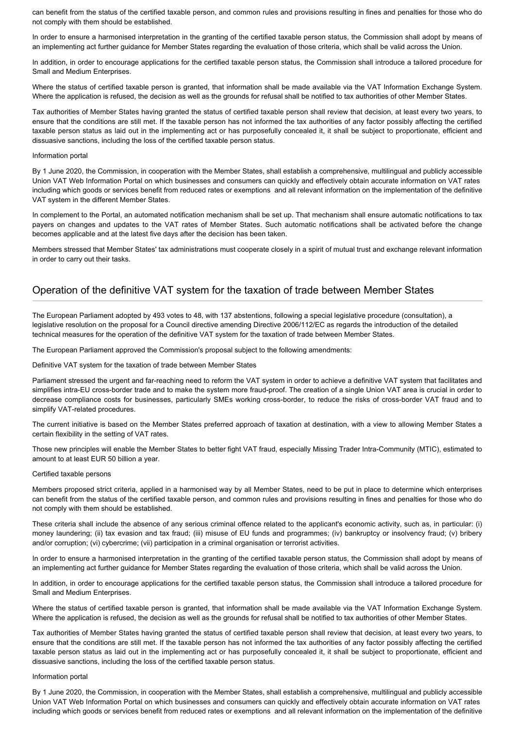can benefit from the status of the certified taxable person, and common rules and provisions resulting in fines and penalties for those who do not comply with them should be established.

In order to ensure a harmonised interpretation in the granting of the certified taxable person status, the Commission shall adopt by means of an implementing act further guidance for Member States regarding the evaluation of those criteria, which shall be valid across the Union.

In addition, in order to encourage applications for the certified taxable person status, the Commission shall introduce a tailored procedure for Small and Medium Enterprises.

Where the status of certified taxable person is granted, that information shall be made available via the VAT Information Exchange System. Where the application is refused, the decision as well as the grounds for refusal shall be notified to tax authorities of other Member States.

Tax authorities of Member States having granted the status of certified taxable person shall review that decision, at least every two years, to ensure that the conditions are still met. If the taxable person has not informed the tax authorities of any factor possibly affecting the certified taxable person status as laid out in the implementing act or has purposefully concealed it, it shall be subject to proportionate, efficient and dissuasive sanctions, including the loss of the certified taxable person status.

Information portal

By 1 June 2020, the Commission, in cooperation with the Member States, shall establish a comprehensive, multilingual and publicly accessible Union VAT Web Information Portal on which businesses and consumers can quickly and effectively obtain accurate information on VAT rates including which goods or services benefit from reduced rates or exemptions and all relevant information on the implementation of the definitive VAT system in the different Member States.

In complement to the Portal, an automated notification mechanism shall be set up. That mechanism shall ensure automatic notifications to tax payers on changes and updates to the VAT rates of Member States. Such automatic notifications shall be activated before the change becomes applicable and at the latest five days after the decision has been taken.

Members stressed that Member States' tax administrations must cooperate closely in a spirit of mutual trust and exchange relevant information in order to carry out their tasks.

## Operation of the definitive VAT system for the taxation of trade between Member States

The European Parliament adopted by 493 votes to 48, with 137 abstentions, following a special legislative procedure (consultation), a legislative resolution on the proposal for a Council directive amending Directive 2006/112/EC as regards the introduction of the detailed technical measures for the operation of the definitive VAT system for the taxation of trade between Member States.

The European Parliament approved the Commission's proposal subject to the following amendments:

Definitive VAT system for the taxation of trade between Member States

Parliament stressed the urgent and far-reaching need to reform the VAT system in order to achieve a definitive VAT system that facilitates and simplifies intra-EU cross-border trade and to make the system more fraud-proof. The creation of a single Union VAT area is crucial in order to decrease compliance costs for businesses, particularly SMEs working cross-border, to reduce the risks of cross-border VAT fraud and to simplify VAT-related procedures.

The current initiative is based on the Member States preferred approach of taxation at destination, with a view to allowing Member States a certain flexibility in the setting of VAT rates.

Those new principles will enable the Member States to better fight VAT fraud, especially Missing Trader Intra-Community (MTIC), estimated to amount to at least EUR 50 billion a year.

Certified taxable persons

Members proposed strict criteria, applied in a harmonised way by all Member States, need to be put in place to determine which enterprises can benefit from the status of the certified taxable person, and common rules and provisions resulting in fines and penalties for those who do not comply with them should be established.

These criteria shall include the absence of any serious criminal offence related to the applicant's economic activity, such as, in particular: (i) money laundering; (ii) tax evasion and tax fraud; (iii) misuse of EU funds and programmes; (iv) bankruptcy or insolvency fraud; (v) bribery and/or corruption; (vi) cybercrime; (vii) participation in a criminal organisation or terrorist activities.

In order to ensure a harmonised interpretation in the granting of the certified taxable person status, the Commission shall adopt by means of an implementing act further guidance for Member States regarding the evaluation of those criteria, which shall be valid across the Union.

In addition, in order to encourage applications for the certified taxable person status, the Commission shall introduce a tailored procedure for Small and Medium Enterprises.

Where the status of certified taxable person is granted, that information shall be made available via the VAT Information Exchange System. Where the application is refused, the decision as well as the grounds for refusal shall be notified to tax authorities of other Member States.

Tax authorities of Member States having granted the status of certified taxable person shall review that decision, at least every two years, to ensure that the conditions are still met. If the taxable person has not informed the tax authorities of any factor possibly affecting the certified taxable person status as laid out in the implementing act or has purposefully concealed it, it shall be subject to proportionate, efficient and dissuasive sanctions, including the loss of the certified taxable person status.

Information portal

By 1 June 2020, the Commission, in cooperation with the Member States, shall establish a comprehensive, multilingual and publicly accessible Union VAT Web Information Portal on which businesses and consumers can quickly and effectively obtain accurate information on VAT rates including which goods or services benefit from reduced rates or exemptions and all relevant information on the implementation of the definitive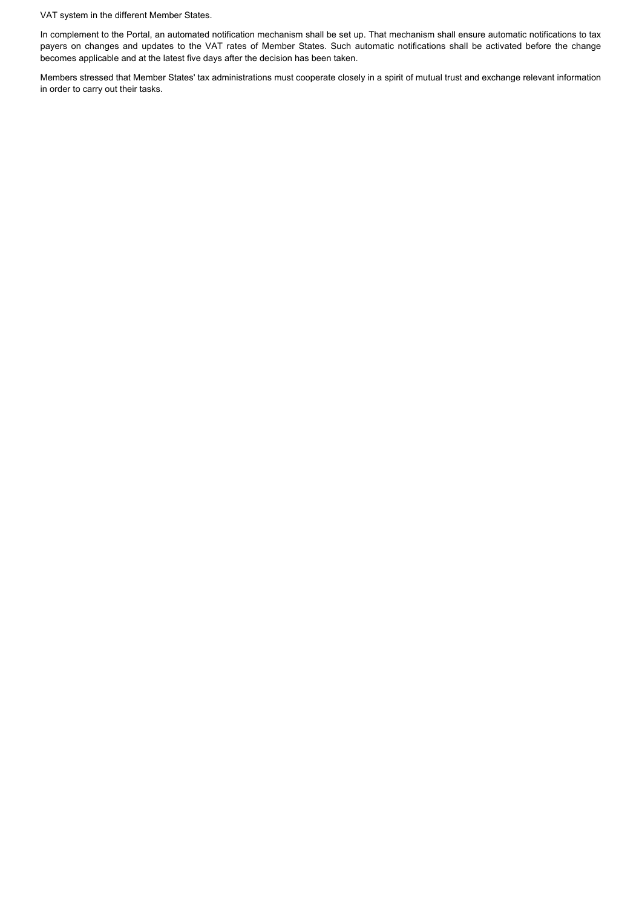VAT system in the different Member States.

In complement to the Portal, an automated notification mechanism shall be set up. That mechanism shall ensure automatic notifications to tax payers on changes and updates to the VAT rates of Member States. Such automatic notifications shall be activated before the change becomes applicable and at the latest five days after the decision has been taken.

Members stressed that Member States' tax administrations must cooperate closely in a spirit of mutual trust and exchange relevant information in order to carry out their tasks.